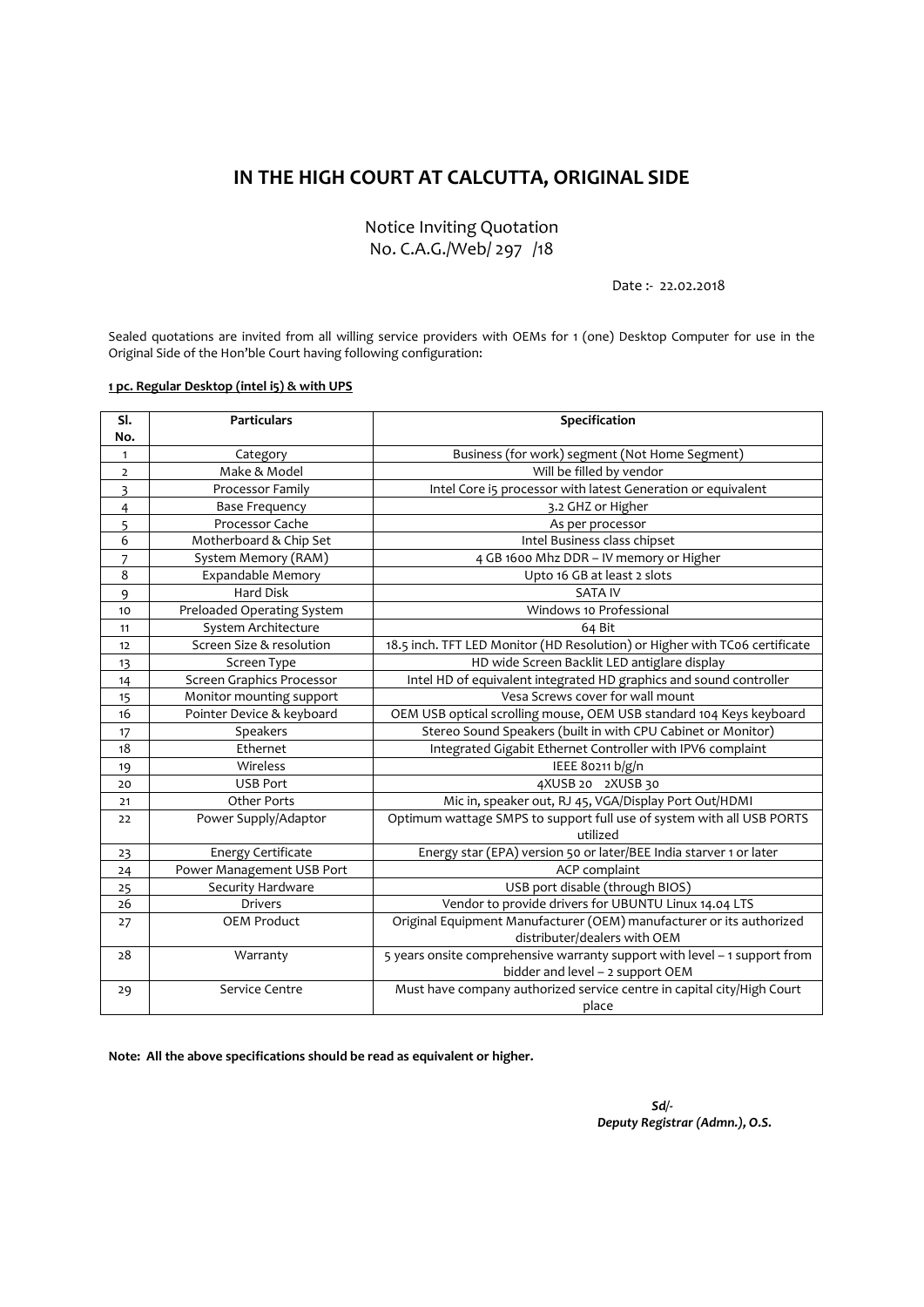# IN THE HIGH COURT AT CALCUTTA, ORIGINAL SIDE

Notice Inviting Quotation
No. C.A.G./Web/ 297 /18

Date :- 22.02.2018

Sealed quotations are invited from all willing service providers with OEMs for 1 (one) Desktop Computer for use in the Original Side of the Hon'ble Court having following configuration:

**1 pc. Regular Desktop (intel i5) & with UPS**

| Sl. No. | Particulars | Specification |
|---|---|---|
| 1 | Category | Business (for work) segment (Not Home Segment) |
| 2 | Make & Model | Will be filled by vendor |
| 3 | Processor Family | Intel Core i5 processor with latest Generation or equivalent |
| 4 | Base Frequency | 3.2 GHZ or Higher |
| 5 | Processor Cache | As per processor |
| 6 | Motherboard & Chip Set | Intel Business class chipset |
| 7 | System Memory (RAM) | 4 GB 1600 Mhz DDR – IV memory or Higher |
| 8 | Expandable Memory | Upto 16 GB at least 2 slots |
| 9 | Hard Disk | SATA IV |
| 10 | Preloaded Operating System | Windows 10 Professional |
| 11 | System Architecture | 64 Bit |
| 12 | Screen Size & resolution | 18.5 inch. TFT LED Monitor (HD Resolution) or Higher with TC06 certificate |
| 13 | Screen Type | HD wide Screen Backlit LED antiglare display |
| 14 | Screen Graphics Processor | Intel HD of equivalent integrated HD graphics and sound controller |
| 15 | Monitor mounting support | Vesa Screws cover for wall mount |
| 16 | Pointer Device & keyboard | OEM USB optical scrolling mouse, OEM USB standard 104 Keys keyboard |
| 17 | Speakers | Stereo Sound Speakers (built in with CPU Cabinet or Monitor) |
| 18 | Ethernet | Integrated Gigabit Ethernet Controller with IPV6 complaint |
| 19 | Wireless | IEEE 80211 b/g/n |
| 20 | USB Port | 4XUSB 20 2XUSB 30 |
| 21 | Other Ports | Mic in, speaker out, RJ 45, VGA/Display Port Out/HDMI |
| 22 | Power Supply/Adaptor | Optimum wattage SMPS to support full use of system with all USB PORTS utilized |
| 23 | Energy Certificate | Energy star (EPA) version 50 or later/BEE India starver 1 or later |
| 24 | Power Management USB Port | ACP complaint |
| 25 | Security Hardware | USB port disable (through BIOS) |
| 26 | Drivers | Vendor to provide drivers for UBUNTU Linux 14.04 LTS |
| 27 | OEM Product | Original Equipment Manufacturer (OEM) manufacturer or its authorized distributer/dealers with OEM |
| 28 | Warranty | 5 years onsite comprehensive warranty support with level – 1 support from bidder and level – 2 support OEM |
| 29 | Service Centre | Must have company authorized service centre in capital city/High Court place |

**Note: All the above specifications should be read as equivalent or higher.**

*Sd/-*
*Deputy Registrar (Admn.), O.S.*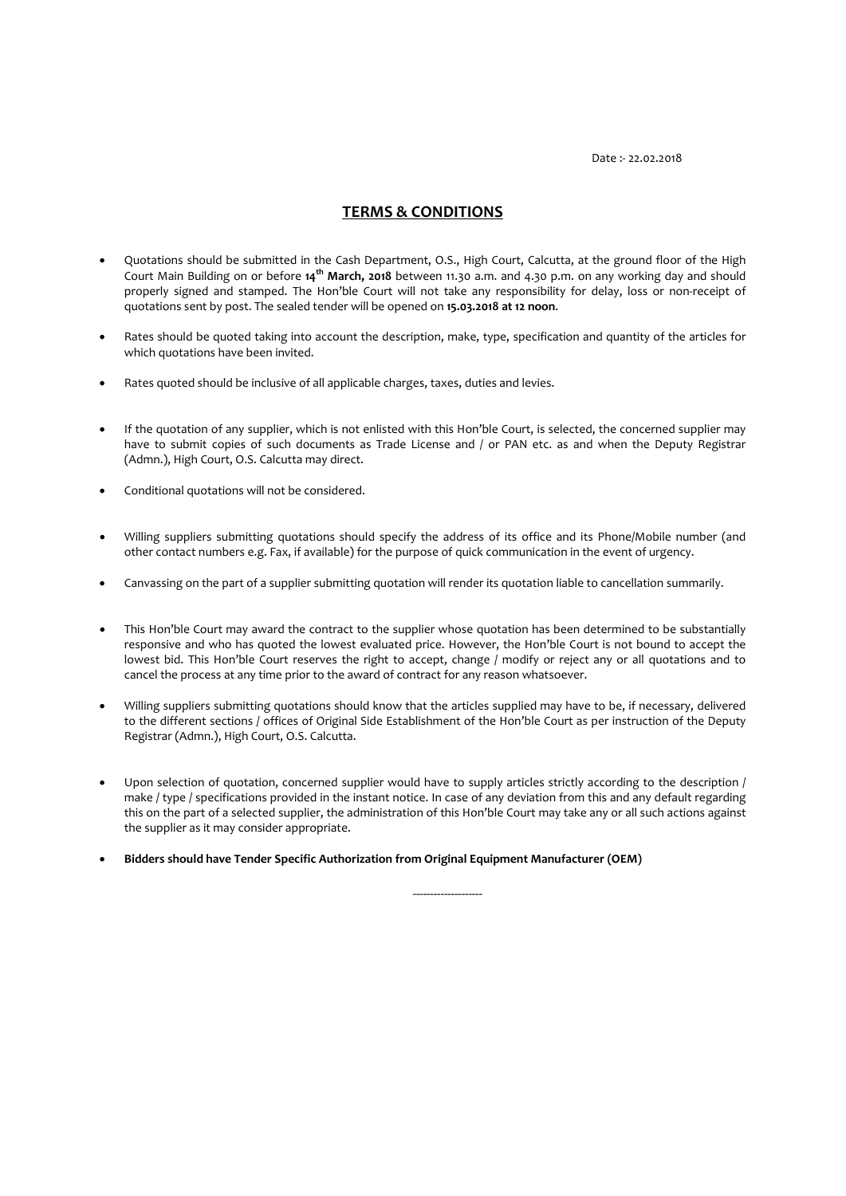Date :- 22.02.2018

## TERMS & CONDITIONS

- Quotations should be submitted in the Cash Department, O.S., High Court, Calcutta, at the ground floor of the High Court Main Building on or before **14th March, 2018** between 11.30 a.m. and 4.30 p.m. on any working day and should properly signed and stamped. The Hon'ble Court will not take any responsibility for delay, loss or non-receipt of quotations sent by post. The sealed tender will be opened on **15.03.2018 at 12 noon**.

- Rates should be quoted taking into account the description, make, type, specification and quantity of the articles for which quotations have been invited.

- Rates quoted should be inclusive of all applicable charges, taxes, duties and levies.

- If the quotation of any supplier, which is not enlisted with this Hon'ble Court, is selected, the concerned supplier may have to submit copies of such documents as Trade License and / or PAN etc. as and when the Deputy Registrar (Admn.), High Court, O.S. Calcutta may direct.

- Conditional quotations will not be considered.

- Willing suppliers submitting quotations should specify the address of its office and its Phone/Mobile number (and other contact numbers e.g. Fax, if available) for the purpose of quick communication in the event of urgency.

- Canvassing on the part of a supplier submitting quotation will render its quotation liable to cancellation summarily.

- This Hon'ble Court may award the contract to the supplier whose quotation has been determined to be substantially responsive and who has quoted the lowest evaluated price. However, the Hon'ble Court is not bound to accept the lowest bid. This Hon'ble Court reserves the right to accept, change / modify or reject any or all quotations and to cancel the process at any time prior to the award of contract for any reason whatsoever.

- Willing suppliers submitting quotations should know that the articles supplied may have to be, if necessary, delivered to the different sections / offices of Original Side Establishment of the Hon'ble Court as per instruction of the Deputy Registrar (Admn.), High Court, O.S. Calcutta.

- Upon selection of quotation, concerned supplier would have to supply articles strictly according to the description / make / type / specifications provided in the instant notice. In case of any deviation from this and any default regarding this on the part of a selected supplier, the administration of this Hon'ble Court may take any or all such actions against the supplier as it may consider appropriate.

- **Bidders should have Tender Specific Authorization from Original Equipment Manufacturer (OEM)**

-------------------